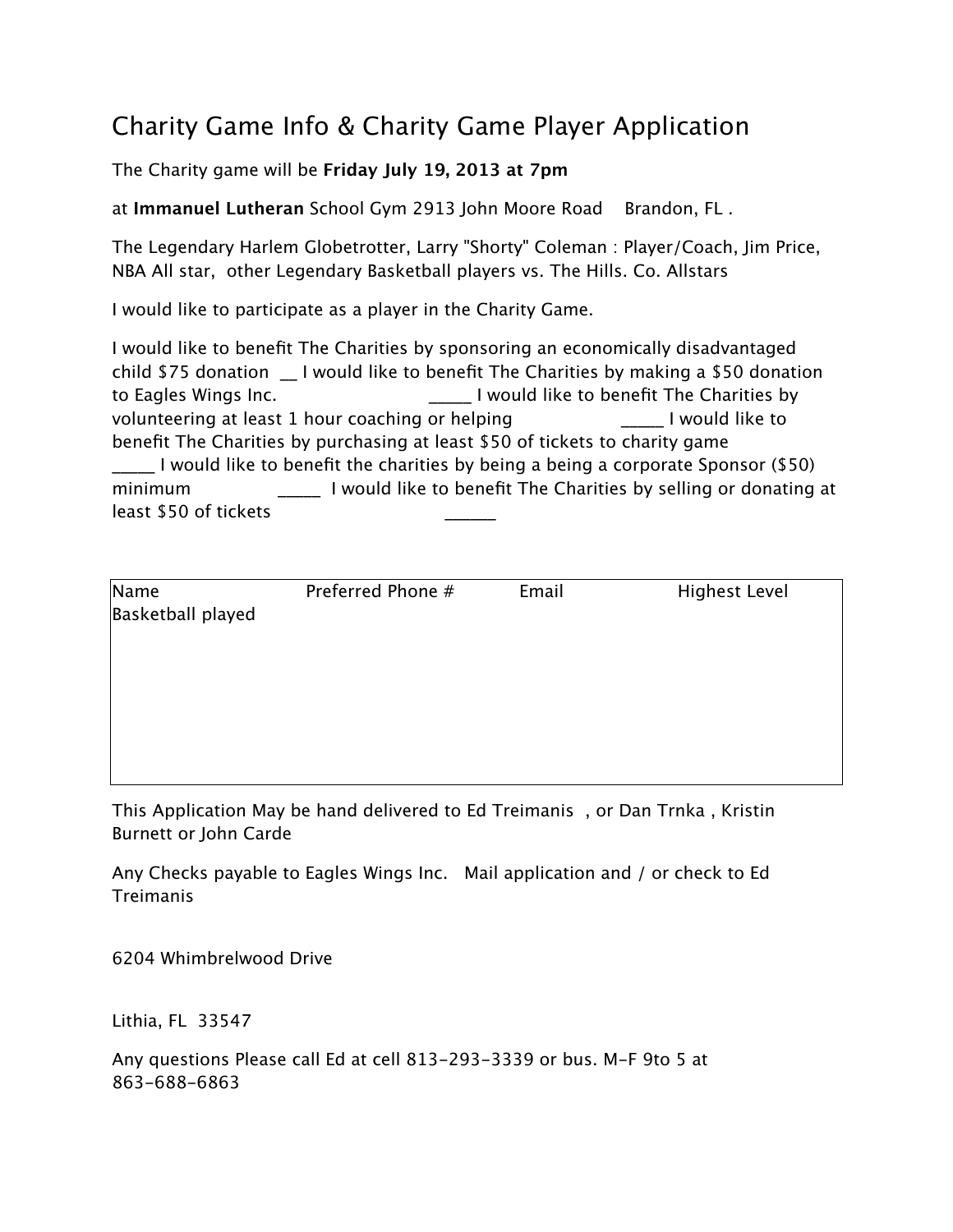# Charity Game Info & Charity Game Player Application

The Charity game will be **Friday July 19, 2013 at 7pm**

at **Immanuel Lutheran** School Gym 2913 John Moore Road  Brandon, FL .

The Legendary Harlem Globetrotter, Larry "Shorty" Coleman : Player/Coach, Jim Price, NBA All star, other Legendary Basketball players vs. The Hills. Co. Allstars

I would like to participate as a player in the Charity Game.

I would like to benefit The Charities by sponsoring an economically disadvantaged child $75 donation __ I would like to benefit The Charities by making a $50 donation to Eagles Wings Inc. _____ I would like to benefit The Charities by volunteering at least 1 hour coaching or helping _____ I would like to benefit The Charities by purchasing at least $50 of tickets to charity game _____ I would like to benefit the charities by being a being a corporate Sponsor ($50) minimum _____ I would like to benefit The Charities by selling or donating at least $50 of tickets ______

| Name | Preferred Phone # | Email | Highest Level Basketball played |
|---|---|---|---|
| | | | |

This Application May be hand delivered to Ed Treimanis , or Dan Trnka , Kristin Burnett or John Carde

Any Checks payable to Eagles Wings Inc. Mail application and / or check to Ed Treimanis

6204 Whimbrelwood Drive

Lithia, FL 33547

Any questions Please call Ed at cell 813-293-3339 or bus. M-F 9to 5 at 863-688-6863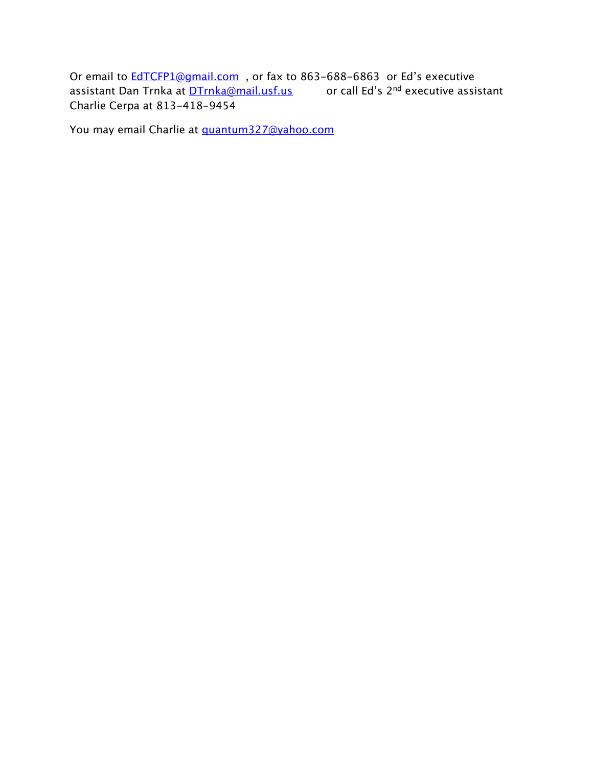Or email to EdTCFP1@gmail.com , or fax to 863-688-6863 or Ed's executive assistant Dan Trnka at DTrnka@mail.usf.us or call Ed's 2nd executive assistant Charlie Cerpa at 813-418-9454

You may email Charlie at quantum327@yahoo.com